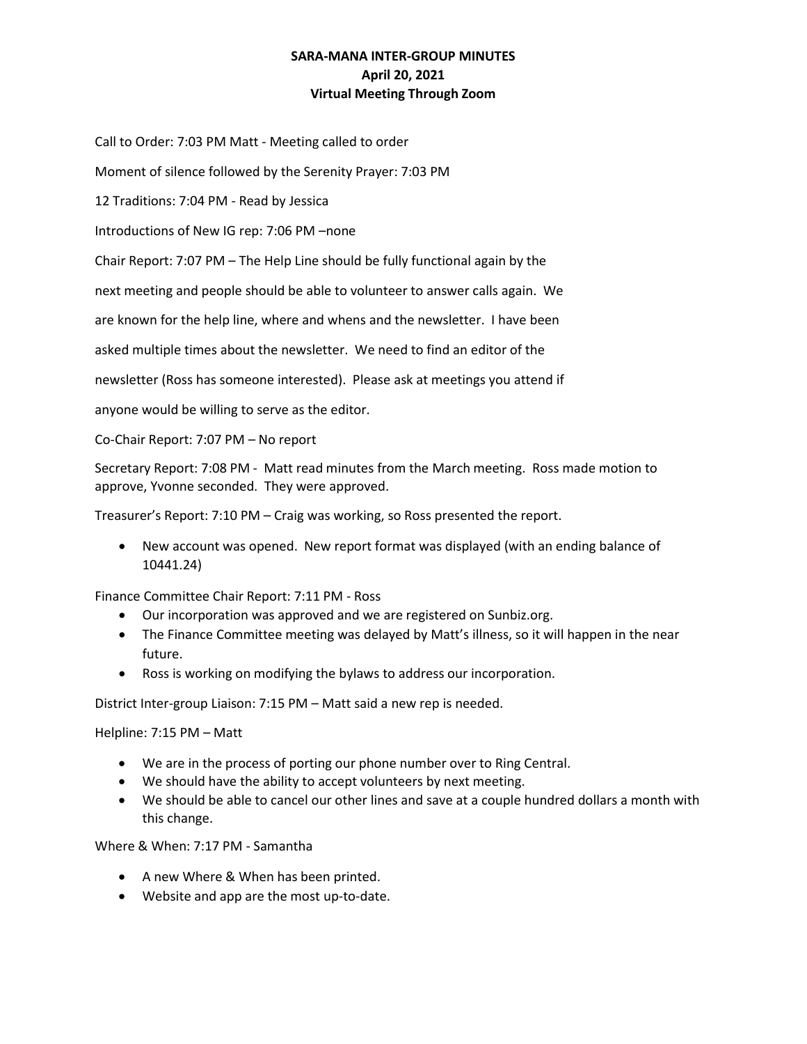# SARA-MANA INTER-GROUP MINUTES
## April 20, 2021
## Virtual Meeting Through Zoom

Call to Order: 7:03 PM Matt - Meeting called to order

Moment of silence followed by the Serenity Prayer: 7:03 PM

12 Traditions: 7:04 PM - Read by Jessica

Introductions of New IG rep: 7:06 PM –none

Chair Report: 7:07 PM – The Help Line should be fully functional again by the next meeting and people should be able to volunteer to answer calls again. We are known for the help line, where and whens and the newsletter. I have been asked multiple times about the newsletter. We need to find an editor of the newsletter (Ross has someone interested). Please ask at meetings you attend if anyone would be willing to serve as the editor.

Co-Chair Report: 7:07 PM – No report

Secretary Report: 7:08 PM - Matt read minutes from the March meeting. Ross made motion to approve, Yvonne seconded. They were approved.

Treasurer's Report: 7:10 PM – Craig was working, so Ross presented the report.

- New account was opened. New report format was displayed (with an ending balance of 10441.24)

Finance Committee Chair Report: 7:11 PM - Ross

- Our incorporation was approved and we are registered on Sunbiz.org.
- The Finance Committee meeting was delayed by Matt's illness, so it will happen in the near future.
- Ross is working on modifying the bylaws to address our incorporation.

District Inter-group Liaison: 7:15 PM – Matt said a new rep is needed.

Helpline: 7:15 PM – Matt

- We are in the process of porting our phone number over to Ring Central.
- We should have the ability to accept volunteers by next meeting.
- We should be able to cancel our other lines and save at a couple hundred dollars a month with this change.

Where & When: 7:17 PM - Samantha

- A new Where & When has been printed.
- Website and app are the most up-to-date.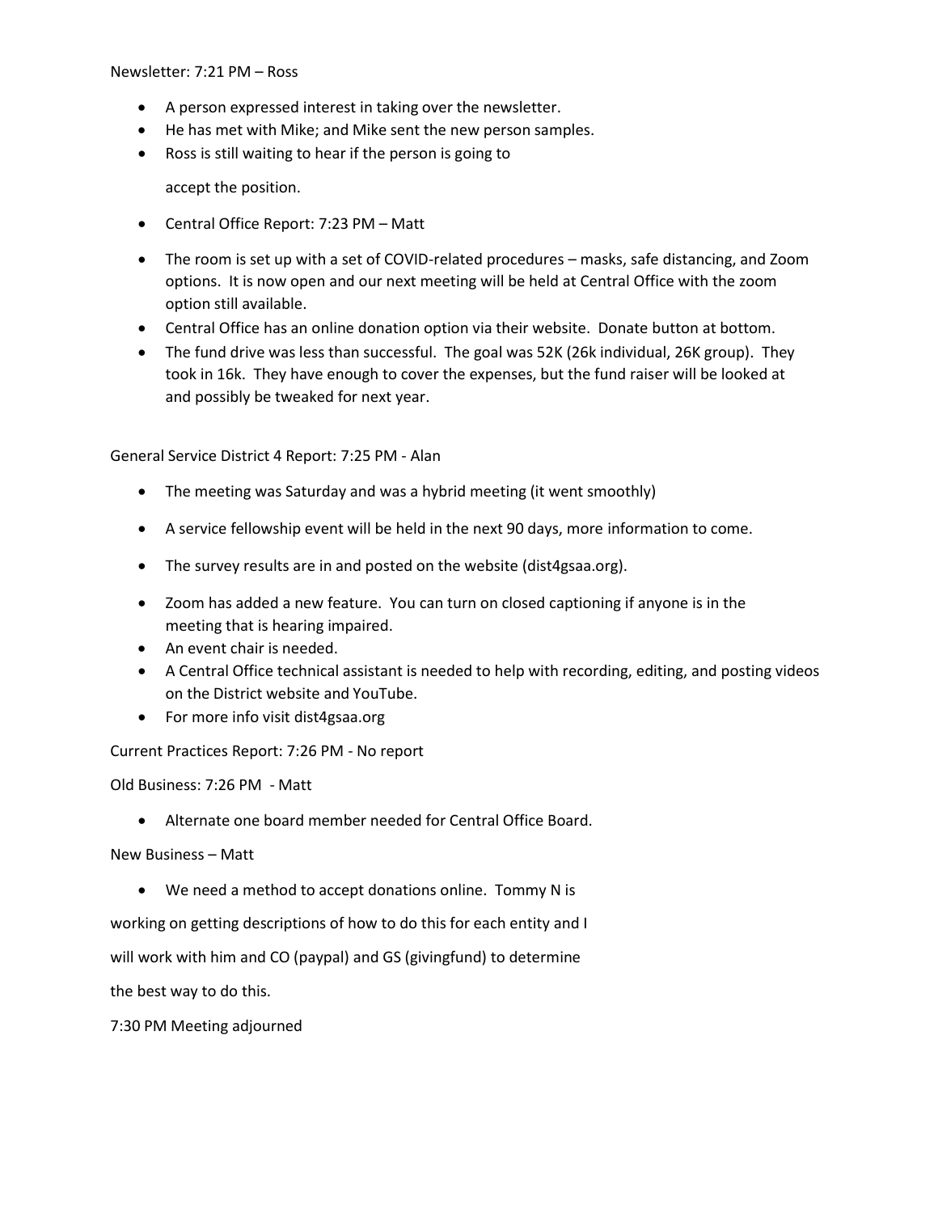Newsletter: 7:21 PM – Ross

- A person expressed interest in taking over the newsletter.
- He has met with Mike; and Mike sent the new person samples.
- Ross is still waiting to hear if the person is going to

  accept the position.

- Central Office Report: 7:23 PM – Matt

- The room is set up with a set of COVID-related procedures – masks, safe distancing, and Zoom options. It is now open and our next meeting will be held at Central Office with the zoom option still available.
- Central Office has an online donation option via their website. Donate button at bottom.
- The fund drive was less than successful. The goal was 52K (26k individual, 26K group). They took in 16k. They have enough to cover the expenses, but the fund raiser will be looked at and possibly be tweaked for next year.

General Service District 4 Report: 7:25 PM - Alan

- The meeting was Saturday and was a hybrid meeting (it went smoothly)
- A service fellowship event will be held in the next 90 days, more information to come.
- The survey results are in and posted on the website (dist4gsaa.org).
- Zoom has added a new feature. You can turn on closed captioning if anyone is in the meeting that is hearing impaired.
- An event chair is needed.
- A Central Office technical assistant is needed to help with recording, editing, and posting videos on the District website and YouTube.
- For more info visit dist4gsaa.org

Current Practices Report: 7:26 PM - No report

Old Business: 7:26 PM - Matt

- Alternate one board member needed for Central Office Board.

New Business – Matt

- We need a method to accept donations online. Tommy N is

working on getting descriptions of how to do this for each entity and I

will work with him and CO (paypal) and GS (givingfund) to determine

the best way to do this.

7:30 PM Meeting adjourned